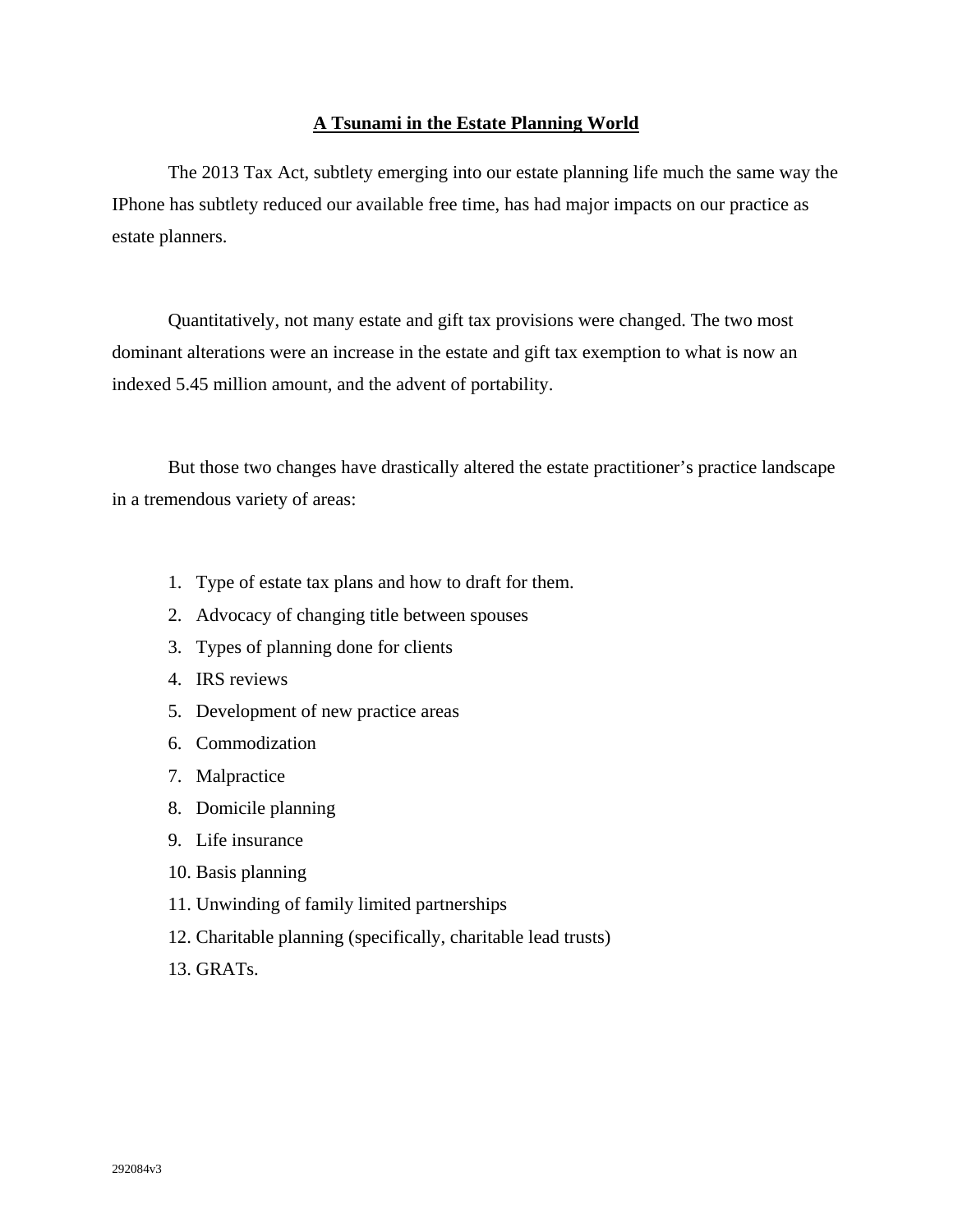# A Tsunami in the Estate Planning World

The 2013 Tax Act, subtlety emerging into our estate planning life much the same way the IPhone has subtlety reduced our available free time, has had major impacts on our practice as estate planners.

Quantitatively, not many estate and gift tax provisions were changed. The two most dominant alterations were an increase in the estate and gift tax exemption to what is now an indexed 5.45 million amount, and the advent of portability.

But those two changes have drastically altered the estate practitioner's practice landscape in a tremendous variety of areas:

1. Type of estate tax plans and how to draft for them.
2. Advocacy of changing title between spouses
3. Types of planning done for clients
4. IRS reviews
5. Development of new practice areas
6. Commodization
7. Malpractice
8. Domicile planning
9. Life insurance
10. Basis planning
11. Unwinding of family limited partnerships
12. Charitable planning (specifically, charitable lead trusts)
13. GRATs.

292084v3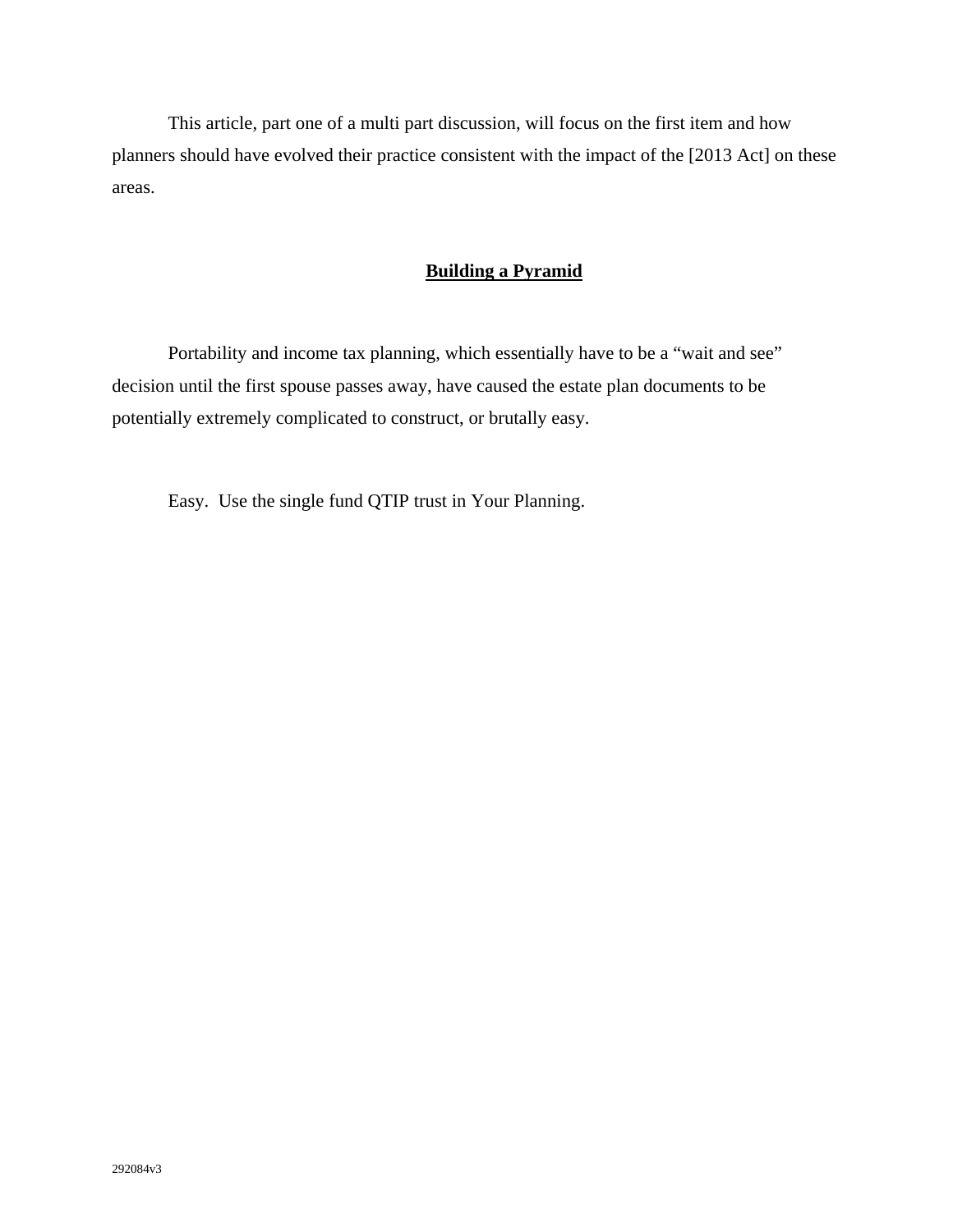This article, part one of a multi part discussion, will focus on the first item and how planners should have evolved their practice consistent with the impact of the [2013 Act] on these areas.

## **Building a Pyramid**

Portability and income tax planning, which essentially have to be a "wait and see" decision until the first spouse passes away, have caused the estate plan documents to be potentially extremely complicated to construct, or brutally easy.

Easy. Use the single fund QTIP trust in Your Planning.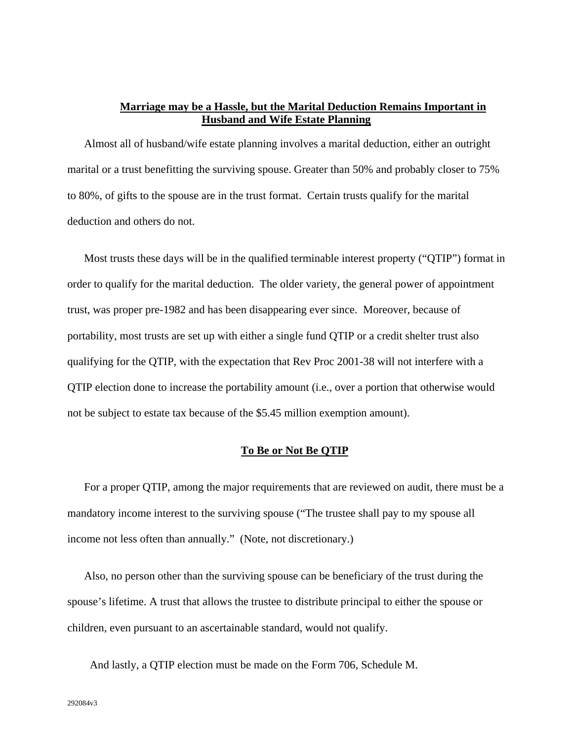## Marriage may be a Hassle, but the Marital Deduction Remains Important in Husband and Wife Estate Planning

Almost all of husband/wife estate planning involves a marital deduction, either an outright marital or a trust benefitting the surviving spouse. Greater than 50% and probably closer to 75% to 80%, of gifts to the spouse are in the trust format. Certain trusts qualify for the marital deduction and others do not.

Most trusts these days will be in the qualified terminable interest property ("QTIP") format in order to qualify for the marital deduction. The older variety, the general power of appointment trust, was proper pre-1982 and has been disappearing ever since. Moreover, because of portability, most trusts are set up with either a single fund QTIP or a credit shelter trust also qualifying for the QTIP, with the expectation that Rev Proc 2001-38 will not interfere with a QTIP election done to increase the portability amount (i.e., over a portion that otherwise would not be subject to estate tax because of the $5.45 million exemption amount).

## To Be or Not Be QTIP

For a proper QTIP, among the major requirements that are reviewed on audit, there must be a mandatory income interest to the surviving spouse ("The trustee shall pay to my spouse all income not less often than annually." (Note, not discretionary.)

Also, no person other than the surviving spouse can be beneficiary of the trust during the spouse's lifetime. A trust that allows the trustee to distribute principal to either the spouse or children, even pursuant to an ascertainable standard, would not qualify.

And lastly, a QTIP election must be made on the Form 706, Schedule M.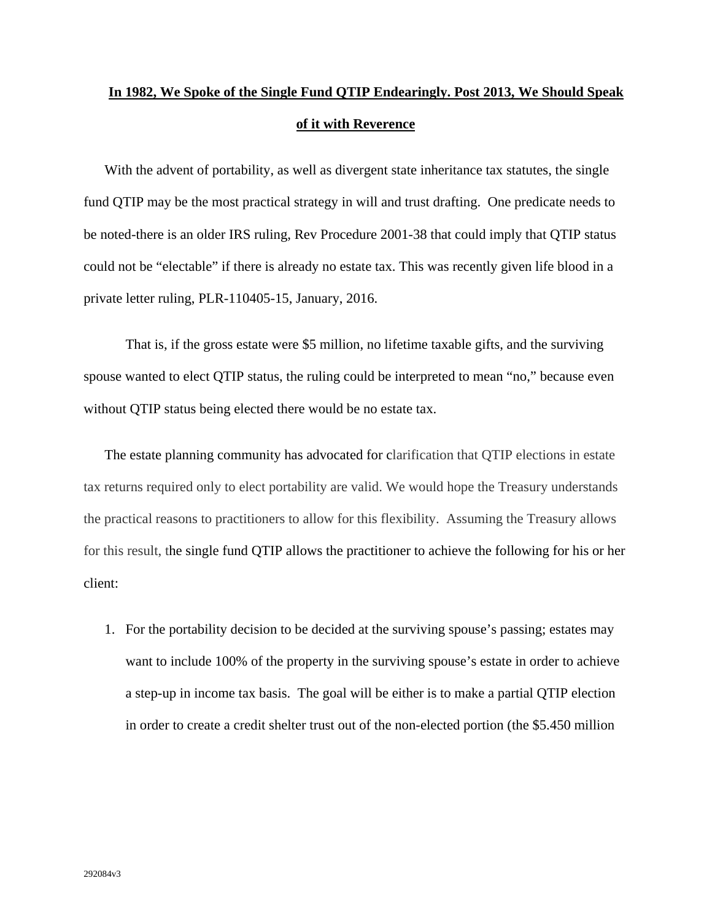# In 1982, We Spoke of the Single Fund QTIP Endearingly. Post 2013, We Should Speak of it with Reverence

With the advent of portability, as well as divergent state inheritance tax statutes, the single fund QTIP may be the most practical strategy in will and trust drafting. One predicate needs to be noted-there is an older IRS ruling, Rev Procedure 2001-38 that could imply that QTIP status could not be "electable" if there is already no estate tax. This was recently given life blood in a private letter ruling, PLR-110405-15, January, 2016.

That is, if the gross estate were $5 million, no lifetime taxable gifts, and the surviving spouse wanted to elect QTIP status, the ruling could be interpreted to mean "no," because even without QTIP status being elected there would be no estate tax.

The estate planning community has advocated for clarification that QTIP elections in estate tax returns required only to elect portability are valid. We would hope the Treasury understands the practical reasons to practitioners to allow for this flexibility. Assuming the Treasury allows for this result, the single fund QTIP allows the practitioner to achieve the following for his or her client:

1. For the portability decision to be decided at the surviving spouse's passing; estates may want to include 100% of the property in the surviving spouse's estate in order to achieve a step-up in income tax basis. The goal will be either is to make a partial QTIP election in order to create a credit shelter trust out of the non-elected portion (the $5.450 million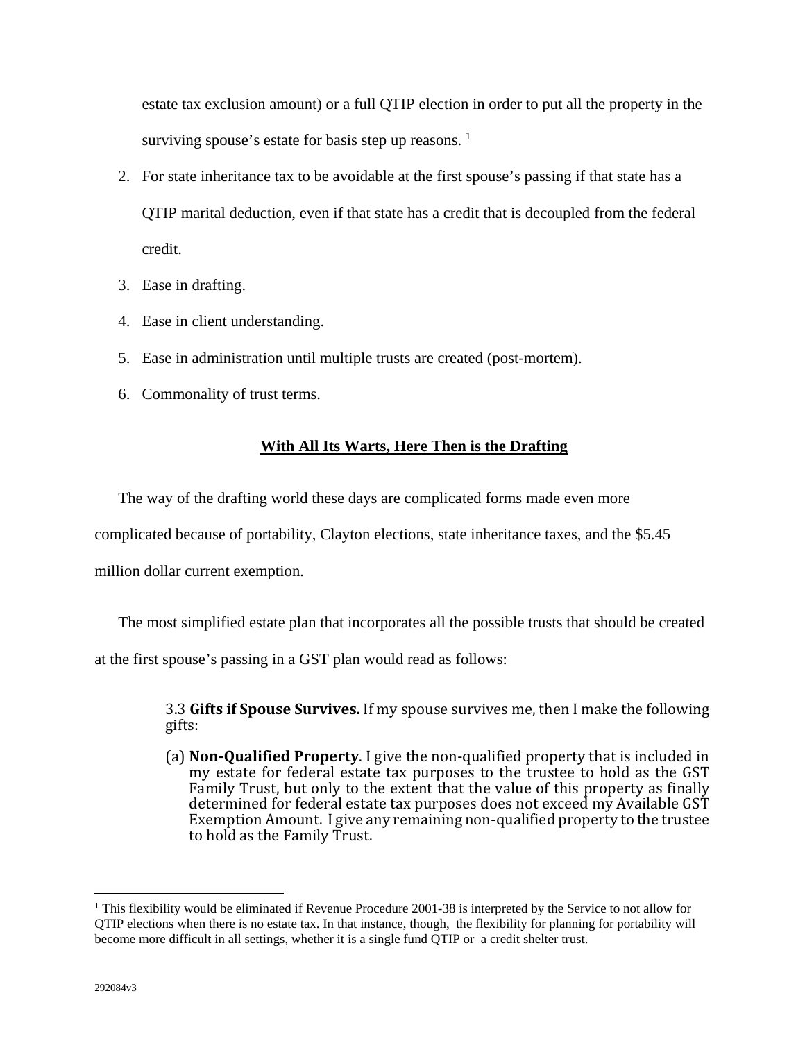estate tax exclusion amount) or a full QTIP election in order to put all the property in the surviving spouse's estate for basis step up reasons. [1]

2. For state inheritance tax to be avoidable at the first spouse's passing if that state has a QTIP marital deduction, even if that state has a credit that is decoupled from the federal credit.
3. Ease in drafting.
4. Ease in client understanding.
5. Ease in administration until multiple trusts are created (post-mortem).
6. Commonality of trust terms.

## With All Its Warts, Here Then is the Drafting

The way of the drafting world these days are complicated forms made even more complicated because of portability, Clayton elections, state inheritance taxes, and the $5.45 million dollar current exemption.

The most simplified estate plan that incorporates all the possible trusts that should be created at the first spouse's passing in a GST plan would read as follows:

> 3.3 **Gifts if Spouse Survives.** If my spouse survives me, then I make the following gifts:
>
> (a) **Non-Qualified Property**. I give the non-qualified property that is included in my estate for federal estate tax purposes to the trustee to hold as the GST Family Trust, but only to the extent that the value of this property as finally determined for federal estate tax purposes does not exceed my Available GST Exemption Amount. I give any remaining non-qualified property to the trustee to hold as the Family Trust.

---

[1] This flexibility would be eliminated if Revenue Procedure 2001-38 is interpreted by the Service to not allow for QTIP elections when there is no estate tax. In that instance, though, the flexibility for planning for portability will become more difficult in all settings, whether it is a single fund QTIP or a credit shelter trust.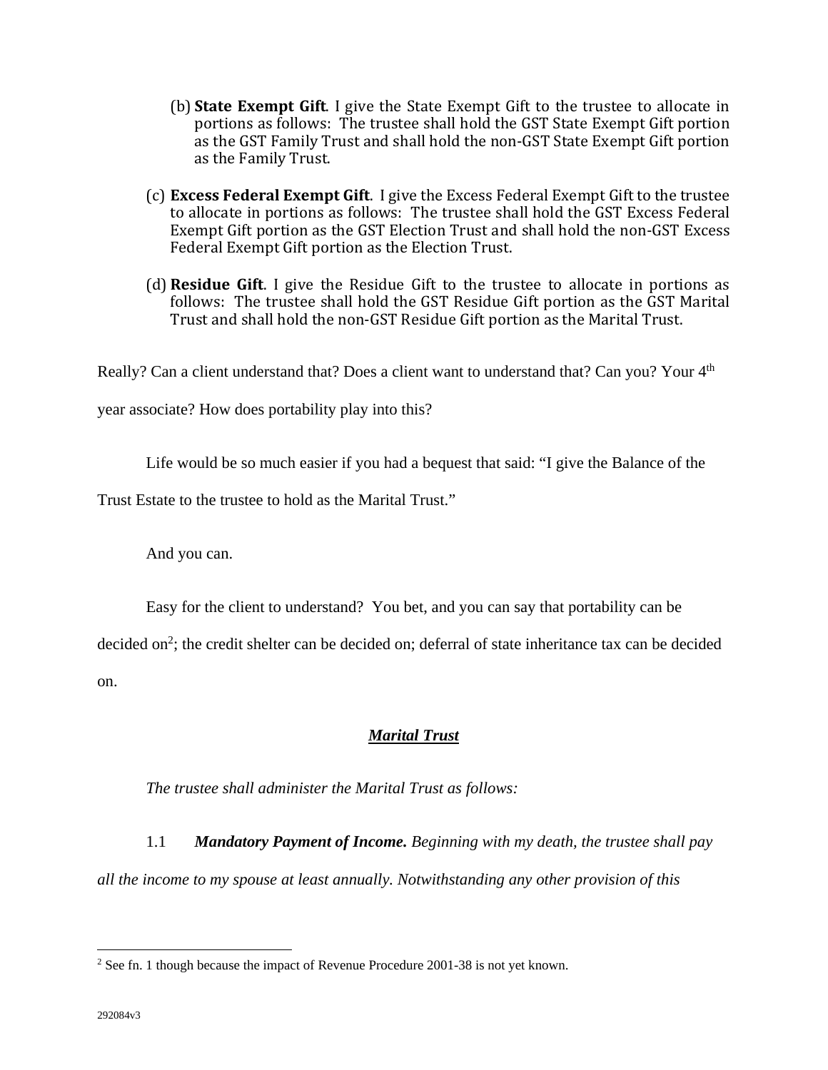(b) **State Exempt Gift**. I give the State Exempt Gift to the trustee to allocate in portions as follows: The trustee shall hold the GST State Exempt Gift portion as the GST Family Trust and shall hold the non-GST State Exempt Gift portion as the Family Trust.

(c) **Excess Federal Exempt Gift**. I give the Excess Federal Exempt Gift to the trustee to allocate in portions as follows: The trustee shall hold the GST Excess Federal Exempt Gift portion as the GST Election Trust and shall hold the non-GST Excess Federal Exempt Gift portion as the Election Trust.

(d) **Residue Gift**. I give the Residue Gift to the trustee to allocate in portions as follows: The trustee shall hold the GST Residue Gift portion as the GST Marital Trust and shall hold the non-GST Residue Gift portion as the Marital Trust.

Really? Can a client understand that? Does a client want to understand that? Can you? Your 4th year associate? How does portability play into this?

Life would be so much easier if you had a bequest that said: "I give the Balance of the Trust Estate to the trustee to hold as the Marital Trust."

And you can.

Easy for the client to understand? You bet, and you can say that portability can be decided on[2]; the credit shelter can be decided on; deferral of state inheritance tax can be decided on.

***Marital Trust***

*The trustee shall administer the Marital Trust as follows:*

1.1 ***Mandatory Payment of Income.*** *Beginning with my death, the trustee shall pay all the income to my spouse at least annually. Notwithstanding any other provision of this*

[2] See fn. 1 though because the impact of Revenue Procedure 2001-38 is not yet known.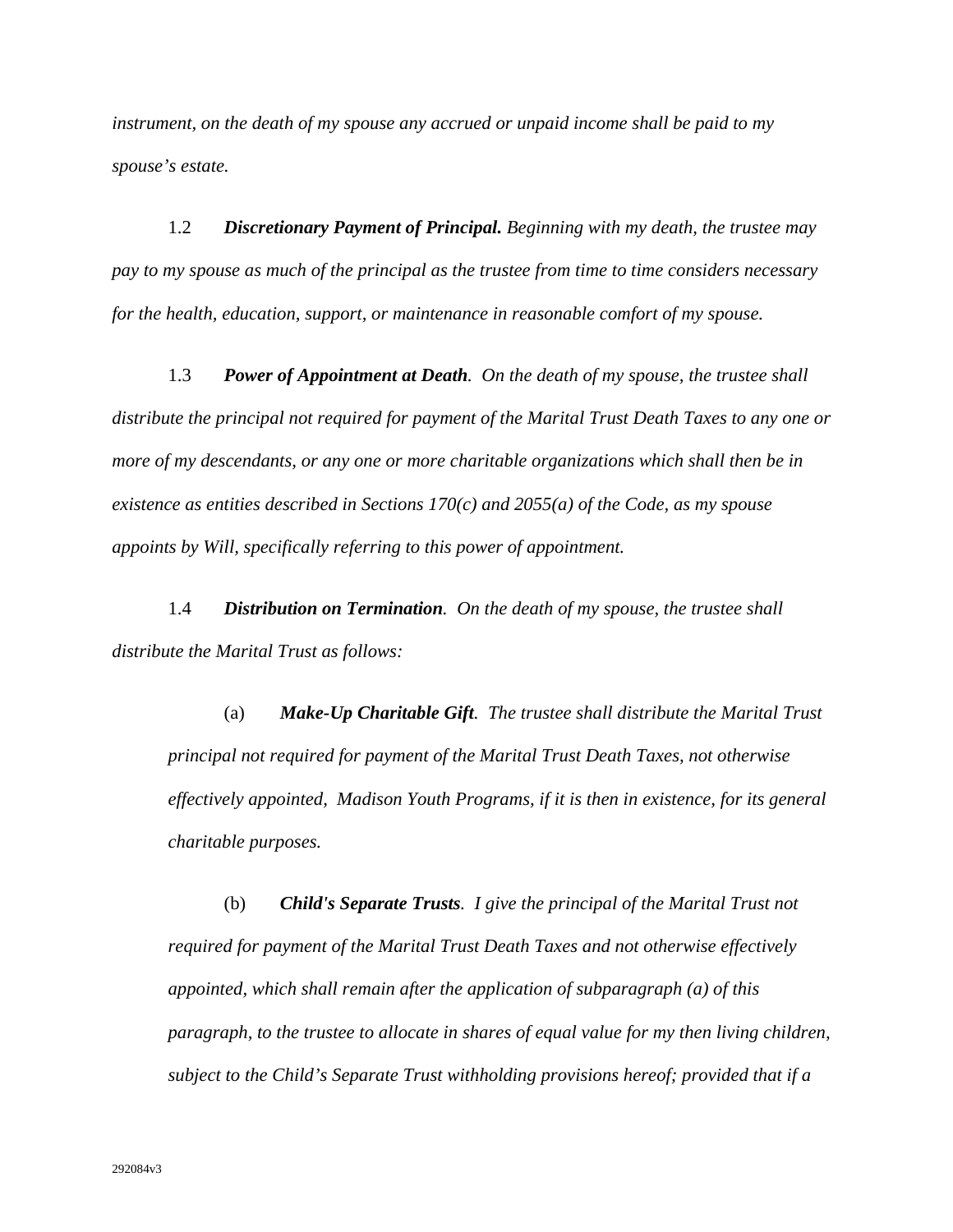*instrument, on the death of my spouse any accrued or unpaid income shall be paid to my spouse's estate.*

1.2 ***Discretionary Payment of Principal.*** *Beginning with my death, the trustee may pay to my spouse as much of the principal as the trustee from time to time considers necessary for the health, education, support, or maintenance in reasonable comfort of my spouse.*

1.3 ***Power of Appointment at Death****. On the death of my spouse, the trustee shall distribute the principal not required for payment of the Marital Trust Death Taxes to any one or more of my descendants, or any one or more charitable organizations which shall then be in existence as entities described in Sections 170(c) and 2055(a) of the Code, as my spouse appoints by Will, specifically referring to this power of appointment.*

1.4 ***Distribution on Termination****. On the death of my spouse, the trustee shall distribute the Marital Trust as follows:*

> (a) ***Make-Up Charitable Gift****. The trustee shall distribute the Marital Trust principal not required for payment of the Marital Trust Death Taxes, not otherwise effectively appointed, Madison Youth Programs, if it is then in existence, for its general charitable purposes.*
>
> (b) ***Child's Separate Trusts****. I give the principal of the Marital Trust not required for payment of the Marital Trust Death Taxes and not otherwise effectively appointed, which shall remain after the application of subparagraph (a) of this paragraph, to the trustee to allocate in shares of equal value for my then living children, subject to the Child's Separate Trust withholding provisions hereof; provided that if a*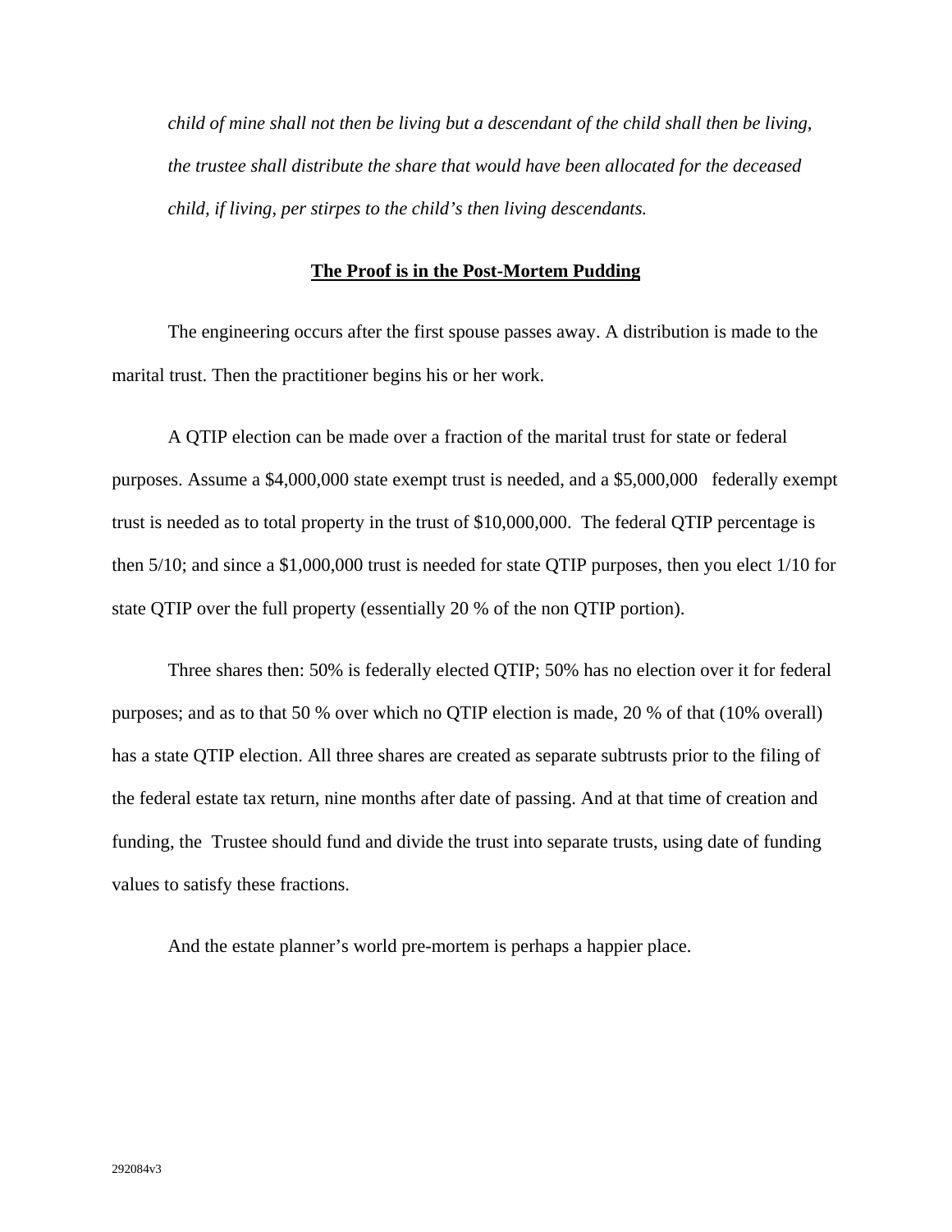*child of mine shall not then be living but a descendant of the child shall then be living, the trustee shall distribute the share that would have been allocated for the deceased child, if living, per stirpes to the child's then living descendants.*

## **The Proof is in the Post-Mortem Pudding**

The engineering occurs after the first spouse passes away. A distribution is made to the marital trust. Then the practitioner begins his or her work.

A QTIP election can be made over a fraction of the marital trust for state or federal purposes. Assume a $4,000,000 state exempt trust is needed, and a $5,000,000 federally exempt trust is needed as to total property in the trust of $10,000,000. The federal QTIP percentage is then 5/10; and since a $1,000,000 trust is needed for state QTIP purposes, then you elect 1/10 for state QTIP over the full property (essentially 20 % of the non QTIP portion).

Three shares then: 50% is federally elected QTIP; 50% has no election over it for federal purposes; and as to that 50 % over which no QTIP election is made, 20 % of that (10% overall) has a state QTIP election. All three shares are created as separate subtrusts prior to the filing of the federal estate tax return, nine months after date of passing. And at that time of creation and funding, the Trustee should fund and divide the trust into separate trusts, using date of funding values to satisfy these fractions.

And the estate planner's world pre-mortem is perhaps a happier place.

292084v3